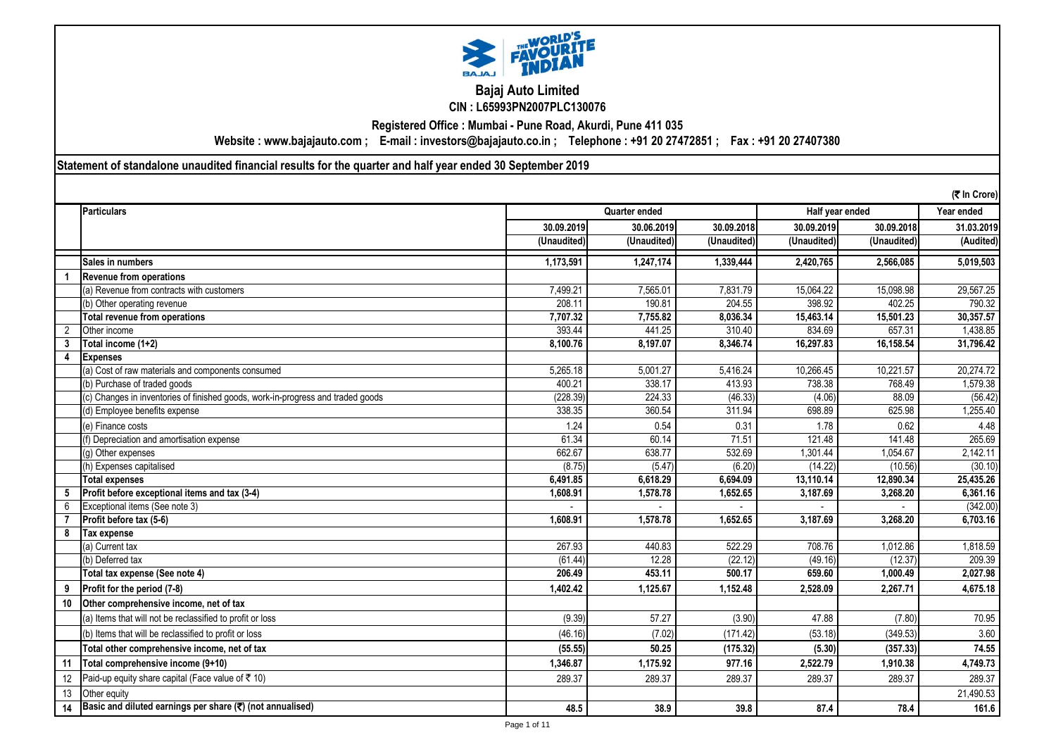**Bajaj Auto Limited**
**CIN : L65993PN2007PLC130076**
**Registered Office : Mumbai - Pune Road, Akurdi, Pune 411 035**
**Website : www.bajajauto.com ; E-mail : investors@bajajauto.co.in ; Telephone : +91 20 27472851 ; Fax : +91 20 27407380**

**Statement of standalone unaudited financial results for the quarter and half year ended 30 September 2019**

(₹ In Crore)

| | Particulars | Quarter ended | | | Half year ended | | Year ended |
|---|---|---|---|---|---|---|---|
| | | 30.09.2019 | 30.06.2019 | 30.09.2018 | 30.09.2019 | 30.09.2018 | 31.03.2019 |
| | | (Unaudited) | (Unaudited) | (Unaudited) | (Unaudited) | (Unaudited) | (Audited) |
| | **Sales in numbers** | **1,173,591** | **1,247,174** | **1,339,444** | **2,420,765** | **2,566,085** | **5,019,503** |
| 1 | **Revenue from operations** | | | | | | |
| | (a) Revenue from contracts with customers | 7,499.21 | 7,565.01 | 7,831.79 | 15,064.22 | 15,098.98 | 29,567.25 |
| | (b) Other operating revenue | 208.11 | 190.81 | 204.55 | 398.92 | 402.25 | 790.32 |
| | **Total revenue from operations** | **7,707.32** | **7,755.82** | **8,036.34** | **15,463.14** | **15,501.23** | **30,357.57** |
| 2 | Other income | 393.44 | 441.25 | 310.40 | 834.69 | 657.31 | 1,438.85 |
| 3 | **Total income (1+2)** | **8,100.76** | **8,197.07** | **8,346.74** | **16,297.83** | **16,158.54** | **31,796.42** |
| 4 | **Expenses** | | | | | | |
| | (a) Cost of raw materials and components consumed | 5,265.18 | 5,001.27 | 5,416.24 | 10,266.45 | 10,221.57 | 20,274.72 |
| | (b) Purchase of traded goods | 400.21 | 338.17 | 413.93 | 738.38 | 768.49 | 1,579.38 |
| | (c) Changes in inventories of finished goods, work-in-progress and traded goods | (228.39) | 224.33 | (46.33) | (4.06) | 88.09 | (56.42) |
| | (d) Employee benefits expense | 338.35 | 360.54 | 311.94 | 698.89 | 625.98 | 1,255.40 |
| | (e) Finance costs | 1.24 | 0.54 | 0.31 | 1.78 | 0.62 | 4.48 |
| | (f) Depreciation and amortisation expense | 61.34 | 60.14 | 71.51 | 121.48 | 141.48 | 265.69 |
| | (g) Other expenses | 662.67 | 638.77 | 532.69 | 1,301.44 | 1,054.67 | 2,142.11 |
| | (h) Expenses capitalised | (8.75) | (5.47) | (6.20) | (14.22) | (10.56) | (30.10) |
| | **Total expenses** | **6,491.85** | **6,618.29** | **6,694.09** | **13,110.14** | **12,890.34** | **25,435.26** |
| 5 | **Profit before exceptional items and tax (3-4)** | **1,608.91** | **1,578.78** | **1,652.65** | **3,187.69** | **3,268.20** | **6,361.16** |
| 6 | Exceptional items (See note 3) | - | - | - | - | - | (342.00) |
| 7 | **Profit before tax (5-6)** | **1,608.91** | **1,578.78** | **1,652.65** | **3,187.69** | **3,268.20** | **6,703.16** |
| 8 | **Tax expense** | | | | | | |
| | (a) Current tax | 267.93 | 440.83 | 522.29 | 708.76 | 1,012.86 | 1,818.59 |
| | (b) Deferred tax | (61.44) | 12.28 | (22.12) | (49.16) | (12.37) | 209.39 |
| | **Total tax expense (See note 4)** | **206.49** | **453.11** | **500.17** | **659.60** | **1,000.49** | **2,027.98** |
| 9 | **Profit for the period (7-8)** | **1,402.42** | **1,125.67** | **1,152.48** | **2,528.09** | **2,267.71** | **4,675.18** |
| 10 | **Other comprehensive income, net of tax** | | | | | | |
| | (a) Items that will not be reclassified to profit or loss | (9.39) | 57.27 | (3.90) | 47.88 | (7.80) | 70.95 |
| | (b) Items that will be reclassified to profit or loss | (46.16) | (7.02) | (171.42) | (53.18) | (349.53) | 3.60 |
| | **Total other comprehensive income, net of tax** | **(55.55)** | **50.25** | **(175.32)** | **(5.30)** | **(357.33)** | **74.55** |
| 11 | **Total comprehensive income (9+10)** | **1,346.87** | **1,175.92** | **977.16** | **2,522.79** | **1,910.38** | **4,749.73** |
| 12 | Paid-up equity share capital (Face value of ₹ 10) | 289.37 | 289.37 | 289.37 | 289.37 | 289.37 | 289.37 |
| 13 | Other equity | | | | | | 21,490.53 |
| 14 | **Basic and diluted earnings per share (₹) (not annualised)** | **48.5** | **38.9** | **39.8** | **87.4** | **78.4** | **161.6** |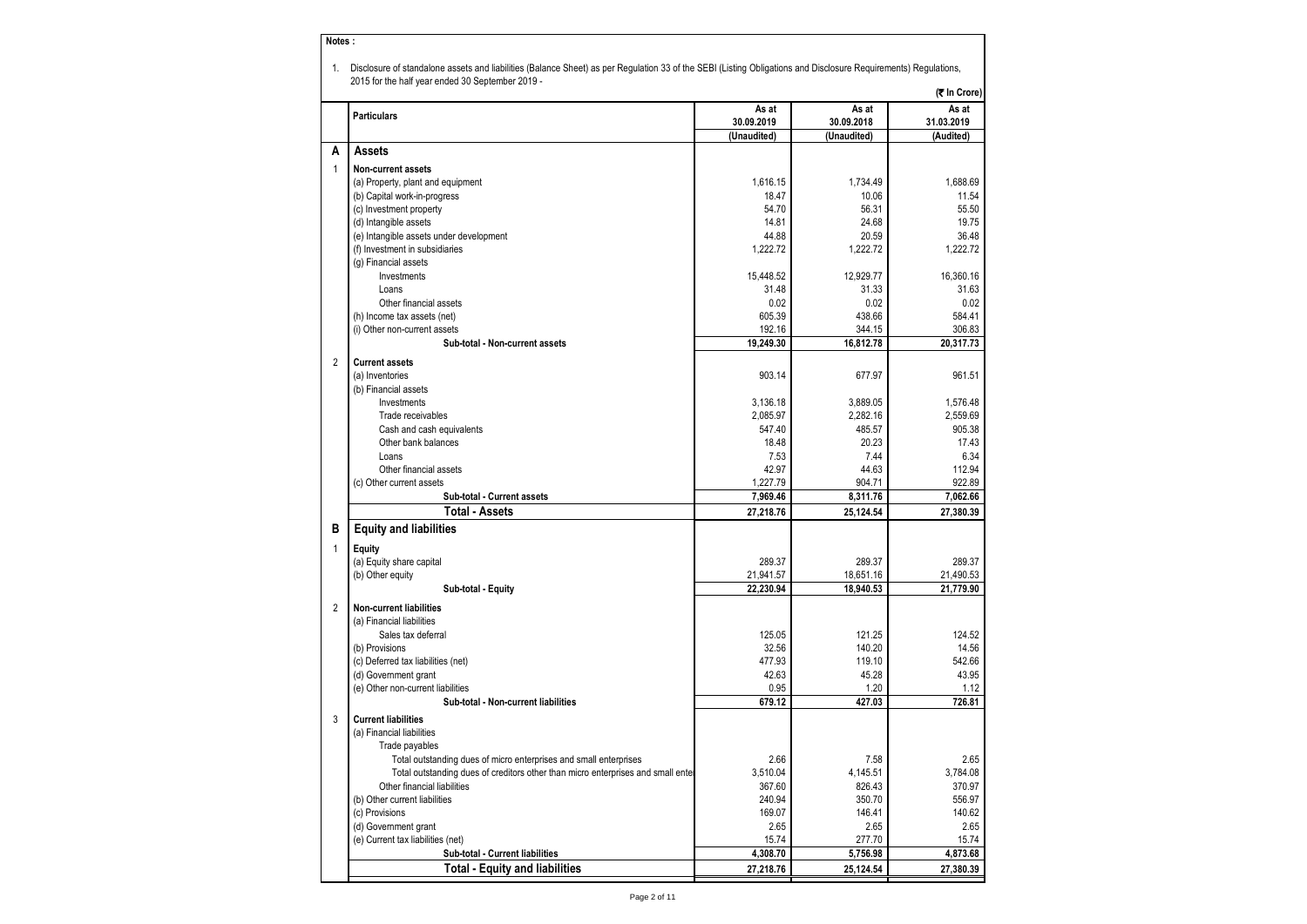**Notes :**

1. Disclosure of standalone assets and liabilities (Balance Sheet) as per Regulation 33 of the SEBI (Listing Obligations and Disclosure Requirements) Regulations, 2015 for the half year ended 30 September 2019 -

(₹ In Crore)

| | Particulars | As at 30.09.2019 (Unaudited) | As at 30.09.2018 (Unaudited) | As at 31.03.2019 (Audited) |
|---|---|---|---|---|
| **A** | **Assets** | | | |
| 1 | **Non-current assets** | | | |
| | (a) Property, plant and equipment | 1,616.15 | 1,734.49 | 1,688.69 |
| | (b) Capital work-in-progress | 18.47 | 10.06 | 11.54 |
| | (c) Investment property | 54.70 | 56.31 | 55.50 |
| | (d) Intangible assets | 14.81 | 24.68 | 19.75 |
| | (e) Intangible assets under development | 44.88 | 20.59 | 36.48 |
| | (f) Investment in subsidiaries | 1,222.72 | 1,222.72 | 1,222.72 |
| | (g) Financial assets | | | |
| | Investments | 15,448.52 | 12,929.77 | 16,360.16 |
| | Loans | 31.48 | 31.33 | 31.63 |
| | Other financial assets | 0.02 | 0.02 | 0.02 |
| | (h) Income tax assets (net) | 605.39 | 438.66 | 584.41 |
| | (i) Other non-current assets | 192.16 | 344.15 | 306.83 |
| | **Sub-total - Non-current assets** | **19,249.30** | **16,812.78** | **20,317.73** |
| 2 | **Current assets** | | | |
| | (a) Inventories | 903.14 | 677.97 | 961.51 |
| | (b) Financial assets | | | |
| | Investments | 3,136.18 | 3,889.05 | 1,576.48 |
| | Trade receivables | 2,085.97 | 2,282.16 | 2,559.69 |
| | Cash and cash equivalents | 547.40 | 485.57 | 905.38 |
| | Other bank balances | 18.48 | 20.23 | 17.43 |
| | Loans | 7.53 | 7.44 | 6.34 |
| | Other financial assets | 42.97 | 44.63 | 112.94 |
| | (c) Other current assets | 1,227.79 | 904.71 | 922.89 |
| | **Sub-total - Current assets** | **7,969.46** | **8,311.76** | **7,062.66** |
| | **Total - Assets** | **27,218.76** | **25,124.54** | **27,380.39** |
| **B** | **Equity and liabilities** | | | |
| 1 | **Equity** | | | |
| | (a) Equity share capital | 289.37 | 289.37 | 289.37 |
| | (b) Other equity | 21,941.57 | 18,651.16 | 21,490.53 |
| | **Sub-total - Equity** | **22,230.94** | **18,940.53** | **21,779.90** |
| 2 | **Non-current liabilities** | | | |
| | (a) Financial liabilities | | | |
| | Sales tax deferral | 125.05 | 121.25 | 124.52 |
| | (b) Provisions | 32.56 | 140.20 | 14.56 |
| | (c) Deferred tax liabilities (net) | 477.93 | 119.10 | 542.66 |
| | (d) Government grant | 42.63 | 45.28 | 43.95 |
| | (e) Other non-current liabilities | 0.95 | 1.20 | 1.12 |
| | **Sub-total - Non-current liabilities** | **679.12** | **427.03** | **726.81** |
| 3 | **Current liabilities** | | | |
| | (a) Financial liabilities | | | |
| | Trade payables | | | |
| | Total outstanding dues of micro enterprises and small enterprises | 2.66 | 7.58 | 2.65 |
| | Total outstanding dues of creditors other than micro enterprises and small ente | 3,510.04 | 4,145.51 | 3,784.08 |
| | Other financial liabilities | 367.60 | 826.43 | 370.97 |
| | (b) Other current liabilities | 240.94 | 350.70 | 556.97 |
| | (c) Provisions | 169.07 | 146.41 | 140.62 |
| | (d) Government grant | 2.65 | 2.65 | 2.65 |
| | (e) Current tax liabilities (net) | 15.74 | 277.70 | 15.74 |
| | **Sub-total - Current liabilities** | **4,308.70** | **5,756.98** | **4,873.68** |
| | **Total - Equity and liabilities** | **27,218.76** | **25,124.54** | **27,380.39** |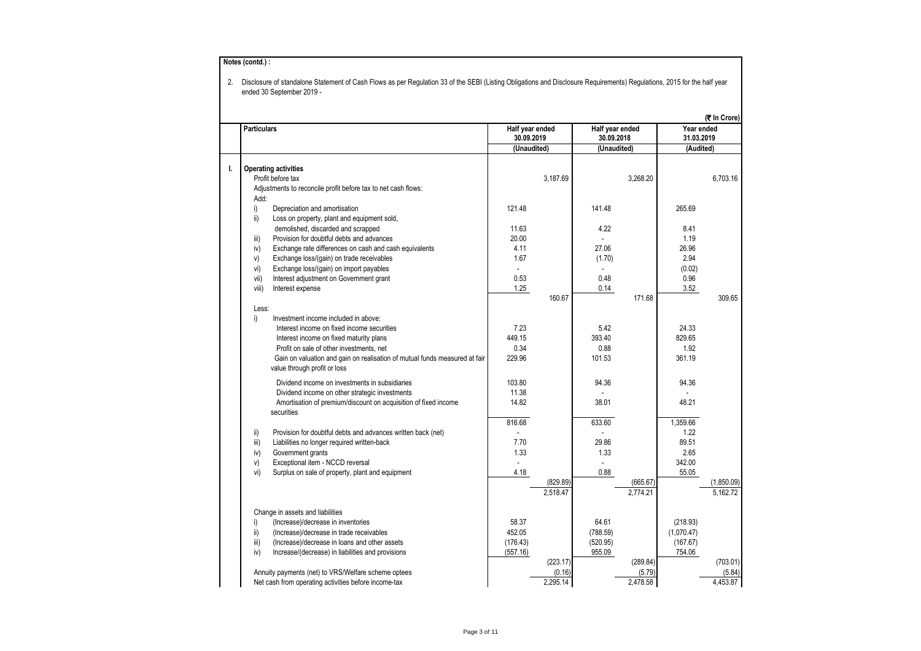**Notes (contd.) :**

2. Disclosure of standalone Statement of Cash Flows as per Regulation 33 of the SEBI (Listing Obligations and Disclosure Requirements) Regulations, 2015 for the half year ended 30 September 2019 -

(₹ In Crore)

| | Particulars | Half year ended 30.09.2019 | | Half year ended 30.09.2018 | | Year ended 31.03.2019 | |
|---|---|---|---|---|---|---|---|
| | | (Unaudited) | | (Unaudited) | | (Audited) | |
| I. | **Operating activities** | | | | | | |
| | Profit before tax | | 3,187.69 | | 3,268.20 | | 6,703.16 |
| | Adjustments to reconcile profit before tax to net cash flows: | | | | | | |
| | Add: | | | | | | |
| | i) Depreciation and amortisation | 121.48 | | 141.48 | | 265.69 | |
| | ii) Loss on property, plant and equipment sold, demolished, discarded and scrapped | 11.63 | | 4.22 | | 8.41 | |
| | iii) Provision for doubtful debts and advances | 20.00 | | - | | 1.19 | |
| | iv) Exchange rate differences on cash and cash equivalents | 4.11 | | 27.06 | | 26.96 | |
| | v) Exchange loss/(gain) on trade receivables | 1.67 | | (1.70) | | 2.94 | |
| | vi) Exchange loss/(gain) on import payables | - | | - | | (0.02) | |
| | vii) Interest adjustment on Government grant | 0.53 | | 0.48 | | 0.96 | |
| | viii) Interest expense | 1.25 | | 0.14 | | 3.52 | |
| | | | 160.67 | | 171.68 | | 309.65 |
| | Less: | | | | | | |
| | i) Investment income included in above: | | | | | | |
| | Interest income on fixed income securities | 7.23 | | 5.42 | | 24.33 | |
| | Interest income on fixed maturity plans | 449.15 | | 393.40 | | 829.65 | |
| | Profit on sale of other investments, net | 0.34 | | 0.88 | | 1.92 | |
| | Gain on valuation and gain on realisation of mutual funds measured at fair value through profit or loss | 229.96 | | 101.53 | | 361.19 | |
| | Dividend income on investments in subsidiaries | 103.80 | | 94.36 | | 94.36 | |
| | Dividend income on other strategic investments | 11.38 | | - | | - | |
| | Amortisation of premium/discount on acquisition of fixed income securities | 14.82 | | 38.01 | | 48.21 | |
| | | 816.68 | | 633.60 | | 1,359.66 | |
| | ii) Provision for doubtful debts and advances written back (net) | - | | - | | 1.22 | |
| | iii) Liabilities no longer required written-back | 7.70 | | 29.86 | | 89.51 | |
| | iv) Government grants | 1.33 | | 1.33 | | 2.65 | |
| | v) Exceptional item - NCCD reversal | - | | - | | 342.00 | |
| | vi) Surplus on sale of property, plant and equipment | 4.18 | | 0.88 | | 55.05 | |
| | | | (829.89) | | (665.67) | | (1,850.09) |
| | | | 2,518.47 | | 2,774.21 | | 5,162.72 |
| | Change in assets and liabilities | | | | | | |
| | i) (Increase)/decrease in inventories | 58.37 | | 64.61 | | (218.93) | |
| | ii) (Increase)/decrease in trade receivables | 452.05 | | (788.59) | | (1,070.47) | |
| | iii) (Increase)/decrease in loans and other assets | (176.43) | | (520.95) | | (167.67) | |
| | iv) Increase/(decrease) in liabilities and provisions | (557.16) | | 955.09 | | 754.06 | |
| | | | (223.17) | | (289.84) | | (703.01) |
| | Annuity payments (net) to VRS/Welfare scheme optees | | (0.16) | | (5.79) | | (5.84) |
| | Net cash from operating activities before income-tax | | 2,295.14 | | 2,478.58 | | 4,453.87 |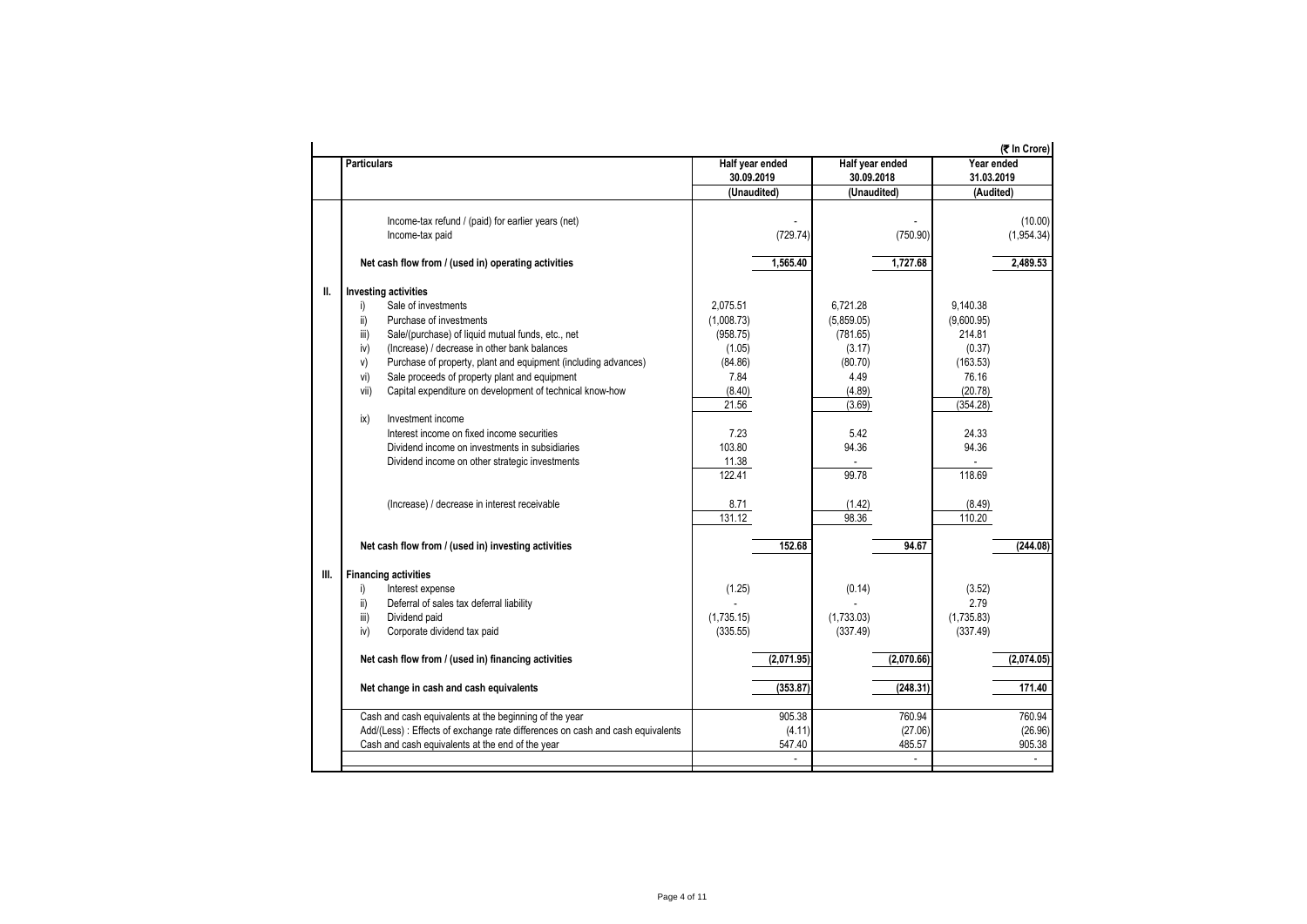(₹ In Crore)

| | Particulars | Half year ended 30.09.2019 | | Half year ended 30.09.2018 | | Year ended 31.03.2019 | |
|---|---|---|---|---|---|---|---|
| | | (Unaudited) | | (Unaudited) | | (Audited) | |
| | Income-tax refund / (paid) for earlier years (net) | | - | | - | | (10.00) |
| | Income-tax paid | | (729.74) | | (750.90) | | (1,954.34) |
| | **Net cash flow from / (used in) operating activities** | | **1,565.40** | | **1,727.68** | | **2,489.53** |
| **II.** | **Investing activities** | | | | | | |
| | i) Sale of investments | 2,075.51 | | 6,721.28 | | 9,140.38 | |
| | ii) Purchase of investments | (1,008.73) | | (5,859.05) | | (9,600.95) | |
| | iii) Sale/(purchase) of liquid mutual funds, etc., net | (958.75) | | (781.65) | | 214.81 | |
| | iv) (Increase) / decrease in other bank balances | (1.05) | | (3.17) | | (0.37) | |
| | v) Purchase of property, plant and equipment (including advances) | (84.86) | | (80.70) | | (163.53) | |
| | vi) Sale proceeds of property plant and equipment | 7.84 | | 4.49 | | 76.16 | |
| | vii) Capital expenditure on development of technical know-how | (8.40) | | (4.89) | | (20.78) | |
| | | 21.56 | | (3.69) | | (354.28) | |
| | ix) Investment income | | | | | | |
| | Interest income on fixed income securities | 7.23 | | 5.42 | | 24.33 | |
| | Dividend income on investments in subsidiaries | 103.80 | | 94.36 | | 94.36 | |
| | Dividend income on other strategic investments | 11.38 | | - | | - | |
| | | 122.41 | | 99.78 | | 118.69 | |
| | (Increase) / decrease in interest receivable | 8.71 | | (1.42) | | (8.49) | |
| | | 131.12 | | 98.36 | | 110.20 | |
| | **Net cash flow from / (used in) investing activities** | | **152.68** | | **94.67** | | **(244.08)** |
| **III.** | **Financing activities** | | | | | | |
| | i) Interest expense | (1.25) | | (0.14) | | (3.52) | |
| | ii) Deferral of sales tax deferral liability | - | | - | | 2.79 | |
| | iii) Dividend paid | (1,735.15) | | (1,733.03) | | (1,735.83) | |
| | iv) Corporate dividend tax paid | (335.55) | | (337.49) | | (337.49) | |
| | **Net cash flow from / (used in) financing activities** | | **(2,071.95)** | | **(2,070.66)** | | **(2,074.05)** |
| | **Net change in cash and cash equivalents** | | **(353.87)** | | **(248.31)** | | **171.40** |
| | Cash and cash equivalents at the beginning of the year | | 905.38 | | 760.94 | | 760.94 |
| | Add/(Less) : Effects of exchange rate differences on cash and cash equivalents | | (4.11) | | (27.06) | | (26.96) |
| | Cash and cash equivalents at the end of the year | | 547.40 | | 485.57 | | 905.38 |
| | | | - | | - | | - |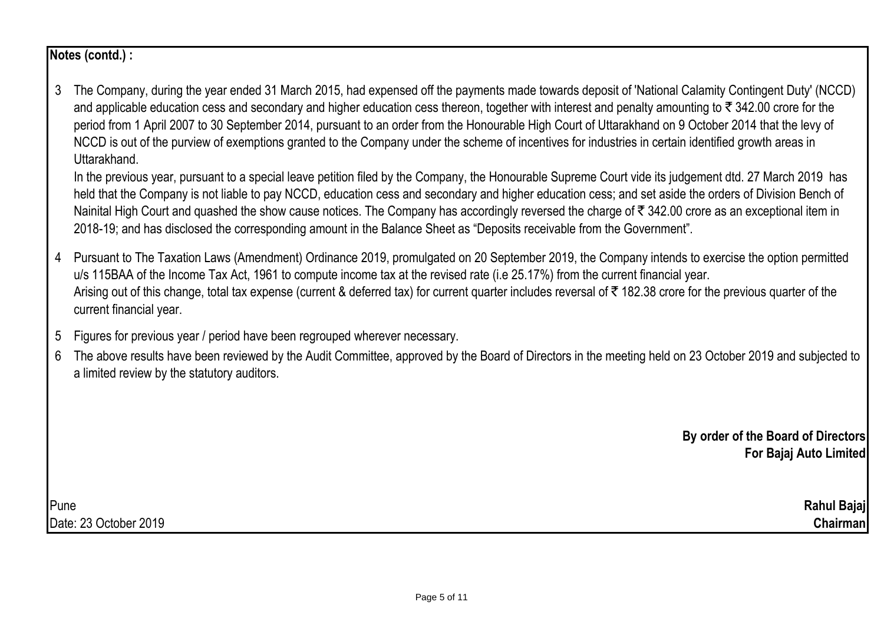**Notes (contd.) :**

3. The Company, during the year ended 31 March 2015, had expensed off the payments made towards deposit of 'National Calamity Contingent Duty' (NCCD) and applicable education cess and secondary and higher education cess thereon, together with interest and penalty amounting to ₹ 342.00 crore for the period from 1 April 2007 to 30 September 2014, pursuant to an order from the Honourable High Court of Uttarakhand on 9 October 2014 that the levy of NCCD is out of the purview of exemptions granted to the Company under the scheme of incentives for industries in certain identified growth areas in Uttarakhand.

   In the previous year, pursuant to a special leave petition filed by the Company, the Honourable Supreme Court vide its judgement dtd. 27 March 2019 has held that the Company is not liable to pay NCCD, education cess and secondary and higher education cess; and set aside the orders of Division Bench of Nainital High Court and quashed the show cause notices. The Company has accordingly reversed the charge of ₹ 342.00 crore as an exceptional item in 2018-19; and has disclosed the corresponding amount in the Balance Sheet as "Deposits receivable from the Government".

4. Pursuant to The Taxation Laws (Amendment) Ordinance 2019, promulgated on 20 September 2019, the Company intends to exercise the option permitted u/s 115BAA of the Income Tax Act, 1961 to compute income tax at the revised rate (i.e 25.17%) from the current financial year.

   Arising out of this change, total tax expense (current & deferred tax) for current quarter includes reversal of ₹ 182.38 crore for the previous quarter of the current financial year.

5. Figures for previous year / period have been regrouped wherever necessary.

6. The above results have been reviewed by the Audit Committee, approved by the Board of Directors in the meeting held on 23 October 2019 and subjected to a limited review by the statutory auditors.

**By order of the Board of Directors**
**For Bajaj Auto Limited**

Pune
Date: 23 October 2019

**Rahul Bajaj**
**Chairman**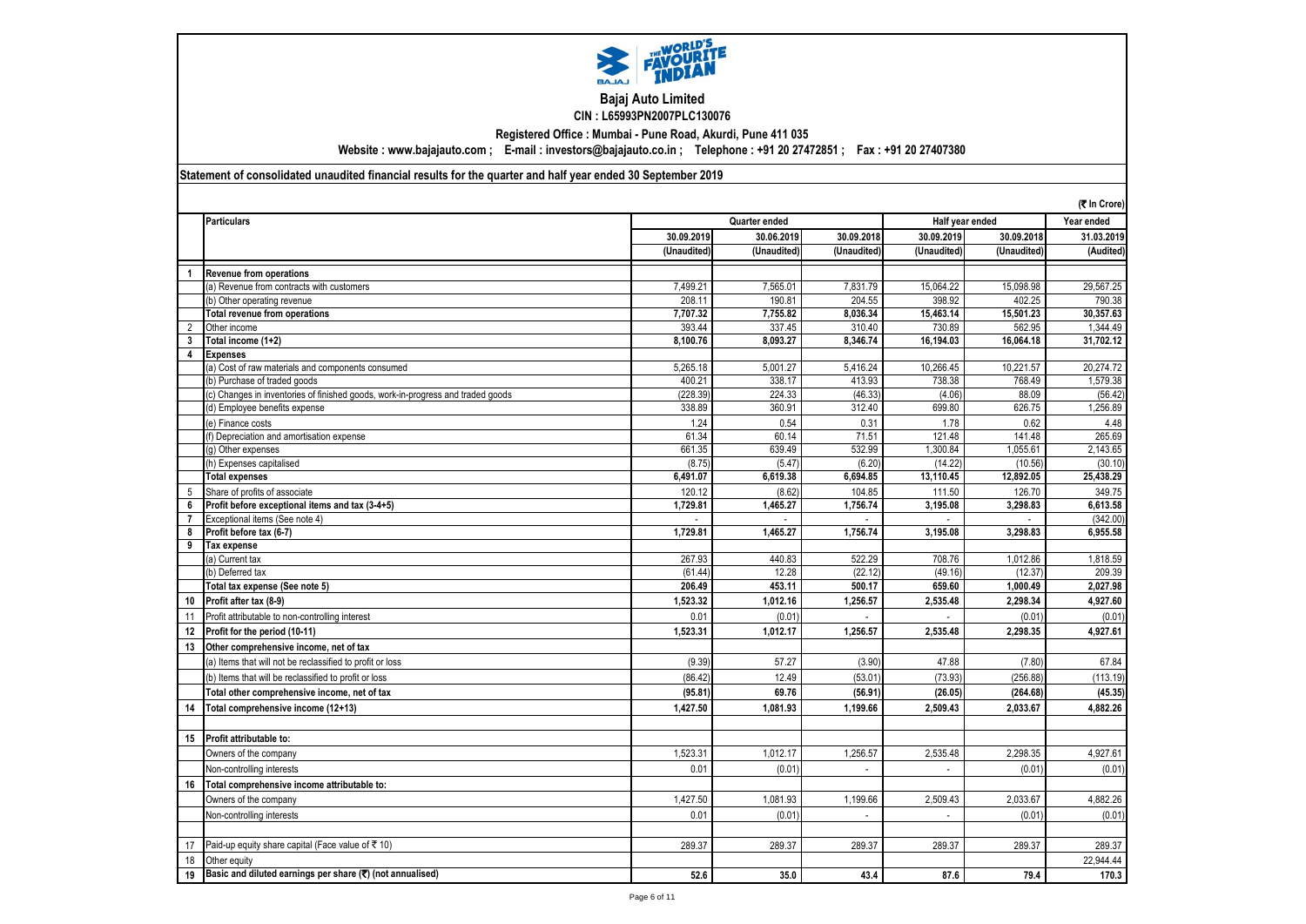# Bajaj Auto Limited

**CIN : L65993PN2007PLC130076**

**Registered Office : Mumbai - Pune Road, Akurdi, Pune 411 035**

**Website : www.bajajauto.com ; E-mail : investors@bajajauto.co.in ; Telephone : +91 20 27472851 ; Fax : +91 20 27407380**

**Statement of consolidated unaudited financial results for the quarter and half year ended 30 September 2019**

(₹ In Crore)

| | Particulars | Quarter ended | | | Half year ended | | Year ended |
|---|---|---|---|---|---|---|---|
| | | 30.09.2019 | 30.06.2019 | 30.09.2018 | 30.09.2019 | 30.09.2018 | 31.03.2019 |
| | | (Unaudited) | (Unaudited) | (Unaudited) | (Unaudited) | (Unaudited) | (Audited) |
| 1 | **Revenue from operations** | | | | | | |
| | (a) Revenue from contracts with customers | 7,499.21 | 7,565.01 | 7,831.79 | 15,064.22 | 15,098.98 | 29,567.25 |
| | (b) Other operating revenue | 208.11 | 190.81 | 204.55 | 398.92 | 402.25 | 790.38 |
| | **Total revenue from operations** | **7,707.32** | **7,755.82** | **8,036.34** | **15,463.14** | **15,501.23** | **30,357.63** |
| 2 | Other income | 393.44 | 337.45 | 310.40 | 730.89 | 562.95 | 1,344.49 |
| 3 | **Total income (1+2)** | **8,100.76** | **8,093.27** | **8,346.74** | **16,194.03** | **16,064.18** | **31,702.12** |
| 4 | **Expenses** | | | | | | |
| | (a) Cost of raw materials and components consumed | 5,265.18 | 5,001.27 | 5,416.24 | 10,266.45 | 10,221.57 | 20,274.72 |
| | (b) Purchase of traded goods | 400.21 | 338.17 | 413.93 | 738.38 | 768.49 | 1,579.38 |
| | (c) Changes in inventories of finished goods, work-in-progress and traded goods | (228.39) | 224.33 | (46.33) | (4.06) | 88.09 | (56.42) |
| | (d) Employee benefits expense | 338.89 | 360.91 | 312.40 | 699.80 | 626.75 | 1,256.89 |
| | (e) Finance costs | 1.24 | 0.54 | 0.31 | 1.78 | 0.62 | 4.48 |
| | (f) Depreciation and amortisation expense | 61.34 | 60.14 | 71.51 | 121.48 | 141.48 | 265.69 |
| | (g) Other expenses | 661.35 | 639.49 | 532.99 | 1,300.84 | 1,055.61 | 2,143.65 |
| | (h) Expenses capitalised | (8.75) | (5.47) | (6.20) | (14.22) | (10.56) | (30.10) |
| | **Total expenses** | **6,491.07** | **6,619.38** | **6,694.85** | **13,110.45** | **12,892.05** | **25,438.29** |
| 5 | Share of profits of associate | 120.12 | (8.62) | 104.85 | 111.50 | 126.70 | 349.75 |
| 6 | **Profit before exceptional items and tax (3-4+5)** | **1,729.81** | **1,465.27** | **1,756.74** | **3,195.08** | **3,298.83** | **6,613.58** |
| 7 | Exceptional items (See note 4) | - | - | - | - | - | (342.00) |
| 8 | **Profit before tax (6-7)** | **1,729.81** | **1,465.27** | **1,756.74** | **3,195.08** | **3,298.83** | **6,955.58** |
| 9 | **Tax expense** | | | | | | |
| | (a) Current tax | 267.93 | 440.83 | 522.29 | 708.76 | 1,012.86 | 1,818.59 |
| | (b) Deferred tax | (61.44) | 12.28 | (22.12) | (49.16) | (12.37) | 209.39 |
| | **Total tax expense (See note 5)** | **206.49** | **453.11** | **500.17** | **659.60** | **1,000.49** | **2,027.98** |
| 10 | **Profit after tax (8-9)** | **1,523.32** | **1,012.16** | **1,256.57** | **2,535.48** | **2,298.34** | **4,927.60** |
| 11 | Profit attributable to non-controlling interest | 0.01 | (0.01) | - | - | (0.01) | (0.01) |
| 12 | **Profit for the period (10-11)** | **1,523.31** | **1,012.17** | **1,256.57** | **2,535.48** | **2,298.35** | **4,927.61** |
| 13 | **Other comprehensive income, net of tax** | | | | | | |
| | (a) Items that will not be reclassified to profit or loss | (9.39) | 57.27 | (3.90) | 47.88 | (7.80) | 67.84 |
| | (b) Items that will be reclassified to profit or loss | (86.42) | 12.49 | (53.01) | (73.93) | (256.88) | (113.19) |
| | **Total other comprehensive income, net of tax** | **(95.81)** | **69.76** | **(56.91)** | **(26.05)** | **(264.68)** | **(45.35)** |
| 14 | **Total comprehensive income (12+13)** | **1,427.50** | **1,081.93** | **1,199.66** | **2,509.43** | **2,033.67** | **4,882.26** |
| 15 | **Profit attributable to:** | | | | | | |
| | Owners of the company | 1,523.31 | 1,012.17 | 1,256.57 | 2,535.48 | 2,298.35 | 4,927.61 |
| | Non-controlling interests | 0.01 | (0.01) | - | - | (0.01) | (0.01) |
| 16 | **Total comprehensive income attributable to:** | | | | | | |
| | Owners of the company | 1,427.50 | 1,081.93 | 1,199.66 | 2,509.43 | 2,033.67 | 4,882.26 |
| | Non-controlling interests | 0.01 | (0.01) | - | - | (0.01) | (0.01) |
| 17 | Paid-up equity share capital (Face value of ₹ 10) | 289.37 | 289.37 | 289.37 | 289.37 | 289.37 | 289.37 |
| 18 | Other equity | | | | | | 22,944.44 |
| 19 | **Basic and diluted earnings per share (₹) (not annualised)** | **52.6** | **35.0** | **43.4** | **87.6** | **79.4** | **170.3** |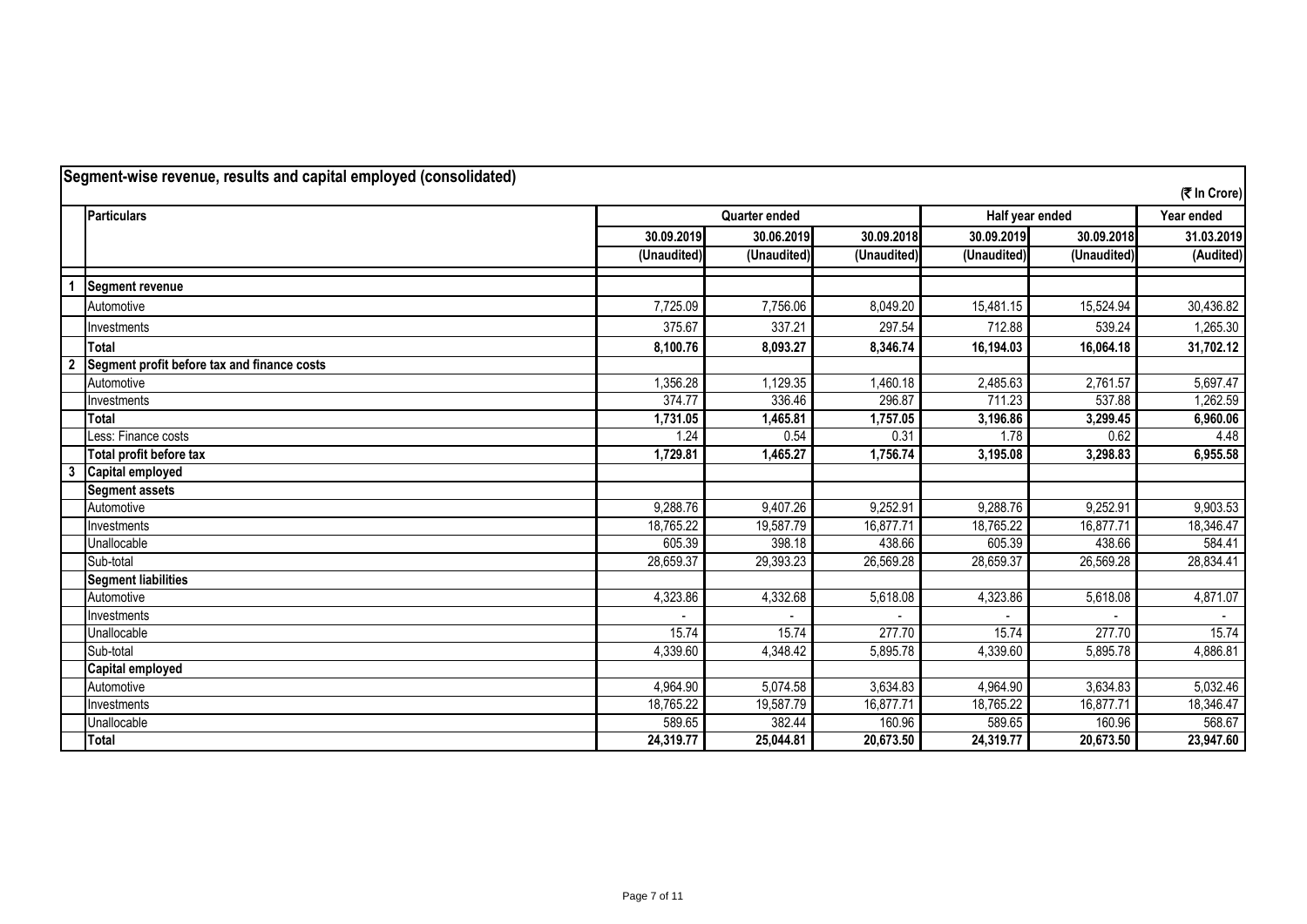## Segment-wise revenue, results and capital employed (consolidated)

(₹ In Crore)

| | Particulars | Quarter ended | | | Half year ended | | Year ended |
|---|---|---|---|---|---|---|---|
| | | 30.09.2019 | 30.06.2019 | 30.09.2018 | 30.09.2019 | 30.09.2018 | 31.03.2019 |
| | | (Unaudited) | (Unaudited) | (Unaudited) | (Unaudited) | (Unaudited) | (Audited) |
| 1 | **Segment revenue** | | | | | | |
| | Automotive | 7,725.09 | 7,756.06 | 8,049.20 | 15,481.15 | 15,524.94 | 30,436.82 |
| | Investments | 375.67 | 337.21 | 297.54 | 712.88 | 539.24 | 1,265.30 |
| | **Total** | **8,100.76** | **8,093.27** | **8,346.74** | **16,194.03** | **16,064.18** | **31,702.12** |
| 2 | **Segment profit before tax and finance costs** | | | | | | |
| | Automotive | 1,356.28 | 1,129.35 | 1,460.18 | 2,485.63 | 2,761.57 | 5,697.47 |
| | Investments | 374.77 | 336.46 | 296.87 | 711.23 | 537.88 | 1,262.59 |
| | **Total** | **1,731.05** | **1,465.81** | **1,757.05** | **3,196.86** | **3,299.45** | **6,960.06** |
| | Less: Finance costs | 1.24 | 0.54 | 0.31 | 1.78 | 0.62 | 4.48 |
| | **Total profit before tax** | **1,729.81** | **1,465.27** | **1,756.74** | **3,195.08** | **3,298.83** | **6,955.58** |
| 3 | **Capital employed** | | | | | | |
| | **Segment assets** | | | | | | |
| | Automotive | 9,288.76 | 9,407.26 | 9,252.91 | 9,288.76 | 9,252.91 | 9,903.53 |
| | Investments | 18,765.22 | 19,587.79 | 16,877.71 | 18,765.22 | 16,877.71 | 18,346.47 |
| | Unallocable | 605.39 | 398.18 | 438.66 | 605.39 | 438.66 | 584.41 |
| | Sub-total | 28,659.37 | 29,393.23 | 26,569.28 | 28,659.37 | 26,569.28 | 28,834.41 |
| | **Segment liabilities** | | | | | | |
| | Automotive | 4,323.86 | 4,332.68 | 5,618.08 | 4,323.86 | 5,618.08 | 4,871.07 |
| | Investments | - | - | - | - | - | - |
| | Unallocable | 15.74 | 15.74 | 277.70 | 15.74 | 277.70 | 15.74 |
| | Sub-total | 4,339.60 | 4,348.42 | 5,895.78 | 4,339.60 | 5,895.78 | 4,886.81 |
| | **Capital employed** | | | | | | |
| | Automotive | 4,964.90 | 5,074.58 | 3,634.83 | 4,964.90 | 3,634.83 | 5,032.46 |
| | Investments | 18,765.22 | 19,587.79 | 16,877.71 | 18,765.22 | 16,877.71 | 18,346.47 |
| | Unallocable | 589.65 | 382.44 | 160.96 | 589.65 | 160.96 | 568.67 |
| | **Total** | **24,319.77** | **25,044.81** | **20,673.50** | **24,319.77** | **20,673.50** | **23,947.60** |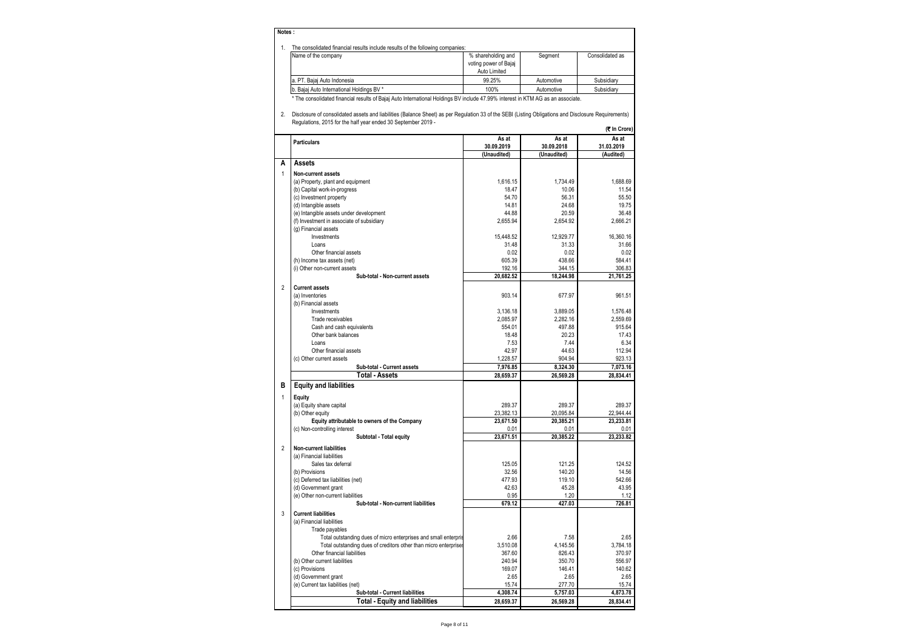**Notes :**

1. The consolidated financial results include results of the following companies:

| Name of the company | % shareholding and voting power of Bajaj Auto Limited | Segment | Consolidated as |
|---|---|---|---|
| a. PT. Bajaj Auto Indonesia | 99.25% | Automotive | Subsidiary |
| b. Bajaj Auto International Holdings BV * | 100% | Automotive | Subsidiary |

\* The consolidated financial results of Bajaj Auto International Holdings BV include 47.99% interest in KTM AG as an associate.

2. Disclosure of consolidated assets and liabilities (Balance Sheet) as per Regulation 33 of the SEBI (Listing Obligations and Disclosure Requirements) Regulations, 2015 for the half year ended 30 September 2019 -

(₹ In Crore)

| | Particulars | As at 30.09.2019 (Unaudited) | As at 30.09.2018 (Unaudited) | As at 31.03.2019 (Audited) |
|---|---|---|---|---|
| **A** | **Assets** | | | |
| 1 | **Non-current assets** | | | |
| | (a) Property, plant and equipment | 1,616.15 | 1,734.49 | 1,688.69 |
| | (b) Capital work-in-progress | 18.47 | 10.06 | 11.54 |
| | (c) Investment property | 54.70 | 56.31 | 55.50 |
| | (d) Intangible assets | 14.81 | 24.68 | 19.75 |
| | (e) Intangible assets under development | 44.88 | 20.59 | 36.48 |
| | (f) Investment in associate of subsidiary | 2,655.94 | 2,654.92 | 2,666.21 |
| | (g) Financial assets | | | |
| | Investments | 15,448.52 | 12,929.77 | 16,360.16 |
| | Loans | 31.48 | 31.33 | 31.66 |
| | Other financial assets | 0.02 | 0.02 | 0.02 |
| | (h) Income tax assets (net) | 605.39 | 438.66 | 584.41 |
| | (i) Other non-current assets | 192.16 | 344.15 | 306.83 |
| | **Sub-total - Non-current assets** | **20,682.52** | **18,244.98** | **21,761.25** |
| 2 | **Current assets** | | | |
| | (a) Inventories | 903.14 | 677.97 | 961.51 |
| | (b) Financial assets | | | |
| | Investments | 3,136.18 | 3,889.05 | 1,576.48 |
| | Trade receivables | 2,085.97 | 2,282.16 | 2,559.69 |
| | Cash and cash equivalents | 554.01 | 497.88 | 915.64 |
| | Other bank balances | 18.48 | 20.23 | 17.43 |
| | Loans | 7.53 | 7.44 | 6.34 |
| | Other financial assets | 42.97 | 44.63 | 112.94 |
| | (c) Other current assets | 1,228.57 | 904.94 | 923.13 |
| | **Sub-total - Current assets** | **7,976.85** | **8,324.30** | **7,073.16** |
| | **Total - Assets** | **28,659.37** | **26,569.28** | **28,834.41** |
| **B** | **Equity and liabilities** | | | |
| 1 | **Equity** | | | |
| | (a) Equity share capital | 289.37 | 289.37 | 289.37 |
| | (b) Other equity | 23,382.13 | 20,095.84 | 22,944.44 |
| | **Equity attributable to owners of the Company** | **23,671.50** | **20,385.21** | **23,233.81** |
| | (c) Non-controlling interest | 0.01 | 0.01 | 0.01 |
| | **Subtotal - Total equity** | **23,671.51** | **20,385.22** | **23,233.82** |
| 2 | **Non-current liabilities** | | | |
| | (a) Financial liabilities | | | |
| | Sales tax deferral | 125.05 | 121.25 | 124.52 |
| | (b) Provisions | 32.56 | 140.20 | 14.56 |
| | (c) Deferred tax liabilities (net) | 477.93 | 119.10 | 542.66 |
| | (d) Government grant | 42.63 | 45.28 | 43.95 |
| | (e) Other non-current liabilities | 0.95 | 1.20 | 1.12 |
| | **Sub-total - Non-current liabilities** | **679.12** | **427.03** | **726.81** |
| 3 | **Current liabilities** | | | |
| | (a) Financial liabilities | | | |
| | Trade payables | | | |
| | Total outstanding dues of micro enterprises and small enterpris | 2.66 | 7.58 | 2.65 |
| | Total outstanding dues of creditors other than micro enterprises | 3,510.08 | 4,145.56 | 3,784.18 |
| | Other financial liabilities | 367.60 | 826.43 | 370.97 |
| | (b) Other current liabilities | 240.94 | 350.70 | 556.97 |
| | (c) Provisions | 169.07 | 146.41 | 140.62 |
| | (d) Government grant | 2.65 | 2.65 | 2.65 |
| | (e) Current tax liabilities (net) | 15.74 | 277.70 | 15.74 |
| | **Sub-total - Current liabilities** | **4,308.74** | **5,757.03** | **4,873.78** |
| | **Total - Equity and liabilities** | **28,659.37** | **26,569.28** | **28,834.41** |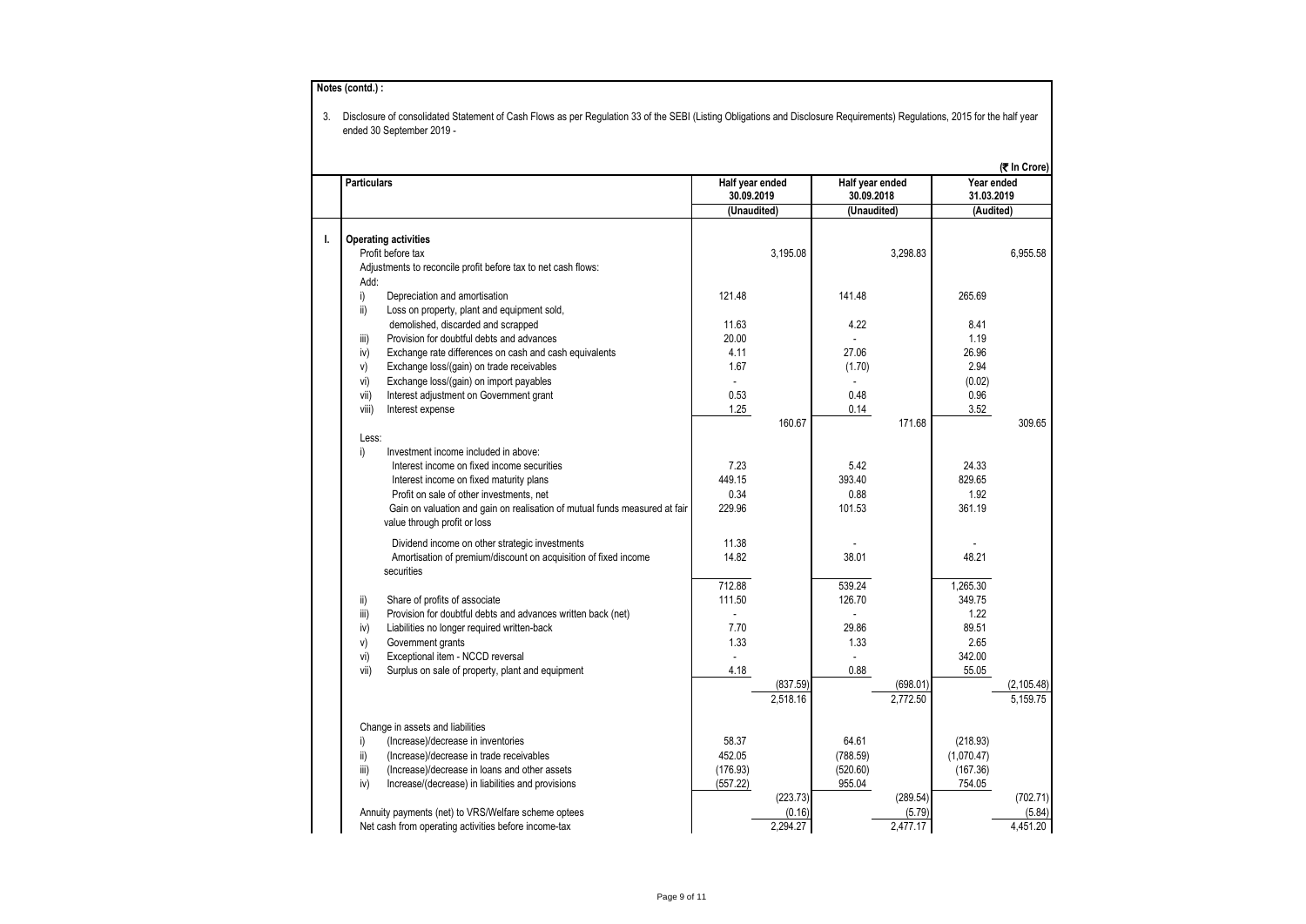**Notes (contd.) :**

3. Disclosure of consolidated Statement of Cash Flows as per Regulation 33 of the SEBI (Listing Obligations and Disclosure Requirements) Regulations, 2015 for the half year ended 30 September 2019 -

(₹ In Crore)

| | Particulars | Half year ended 30.09.2019 | | Half year ended 30.09.2018 | | Year ended 31.03.2019 | |
|---|---|---|---|---|---|---|---|
| | | (Unaudited) | | (Unaudited) | | (Audited) | |
| I. | **Operating activities** | | | | | | |
| | Profit before tax | | 3,195.08 | | 3,298.83 | | 6,955.58 |
| | Adjustments to reconcile profit before tax to net cash flows: | | | | | | |
| | Add: | | | | | | |
| | i) Depreciation and amortisation | 121.48 | | 141.48 | | 265.69 | |
| | ii) Loss on property, plant and equipment sold, demolished, discarded and scrapped | 11.63 | | 4.22 | | 8.41 | |
| | iii) Provision for doubtful debts and advances | 20.00 | | - | | 1.19 | |
| | iv) Exchange rate differences on cash and cash equivalents | 4.11 | | 27.06 | | 26.96 | |
| | v) Exchange loss/(gain) on trade receivables | 1.67 | | (1.70) | | 2.94 | |
| | vi) Exchange loss/(gain) on import payables | - | | - | | (0.02) | |
| | vii) Interest adjustment on Government grant | 0.53 | | 0.48 | | 0.96 | |
| | viii) Interest expense | 1.25 | | 0.14 | | 3.52 | |
| | | | 160.67 | | 171.68 | | 309.65 |
| | Less: | | | | | | |
| | i) Investment income included in above: | | | | | | |
| | Interest income on fixed income securities | 7.23 | | 5.42 | | 24.33 | |
| | Interest income on fixed maturity plans | 449.15 | | 393.40 | | 829.65 | |
| | Profit on sale of other investments, net | 0.34 | | 0.88 | | 1.92 | |
| | Gain on valuation and gain on realisation of mutual funds measured at fair value through profit or loss | 229.96 | | 101.53 | | 361.19 | |
| | Dividend income on other strategic investments | 11.38 | | - | | - | |
| | Amortisation of premium/discount on acquisition of fixed income securities | 14.82 | | 38.01 | | 48.21 | |
| | | 712.88 | | 539.24 | | 1,265.30 | |
| | ii) Share of profits of associate | 111.50 | | 126.70 | | 349.75 | |
| | iii) Provision for doubtful debts and advances written back (net) | - | | - | | 1.22 | |
| | iv) Liabilities no longer required written-back | 7.70 | | 29.86 | | 89.51 | |
| | v) Government grants | 1.33 | | 1.33 | | 2.65 | |
| | vi) Exceptional item - NCCD reversal | - | | - | | 342.00 | |
| | vii) Surplus on sale of property, plant and equipment | 4.18 | | 0.88 | | 55.05 | |
| | | | (837.59) | | (698.01) | | (2,105.48) |
| | | | 2,518.16 | | 2,772.50 | | 5,159.75 |
| | Change in assets and liabilities | | | | | | |
| | i) (Increase)/decrease in inventories | 58.37 | | 64.61 | | (218.93) | |
| | ii) (Increase)/decrease in trade receivables | 452.05 | | (788.59) | | (1,070.47) | |
| | iii) (Increase)/decrease in loans and other assets | (176.93) | | (520.60) | | (167.36) | |
| | iv) Increase/(decrease) in liabilities and provisions | (557.22) | | 955.04 | | 754.05 | |
| | | | (223.73) | | (289.54) | | (702.71) |
| | Annuity payments (net) to VRS/Welfare scheme optees | | (0.16) | | (5.79) | | (5.84) |
| | Net cash from operating activities before income-tax | | 2,294.27 | | 2,477.17 | | 4,451.20 |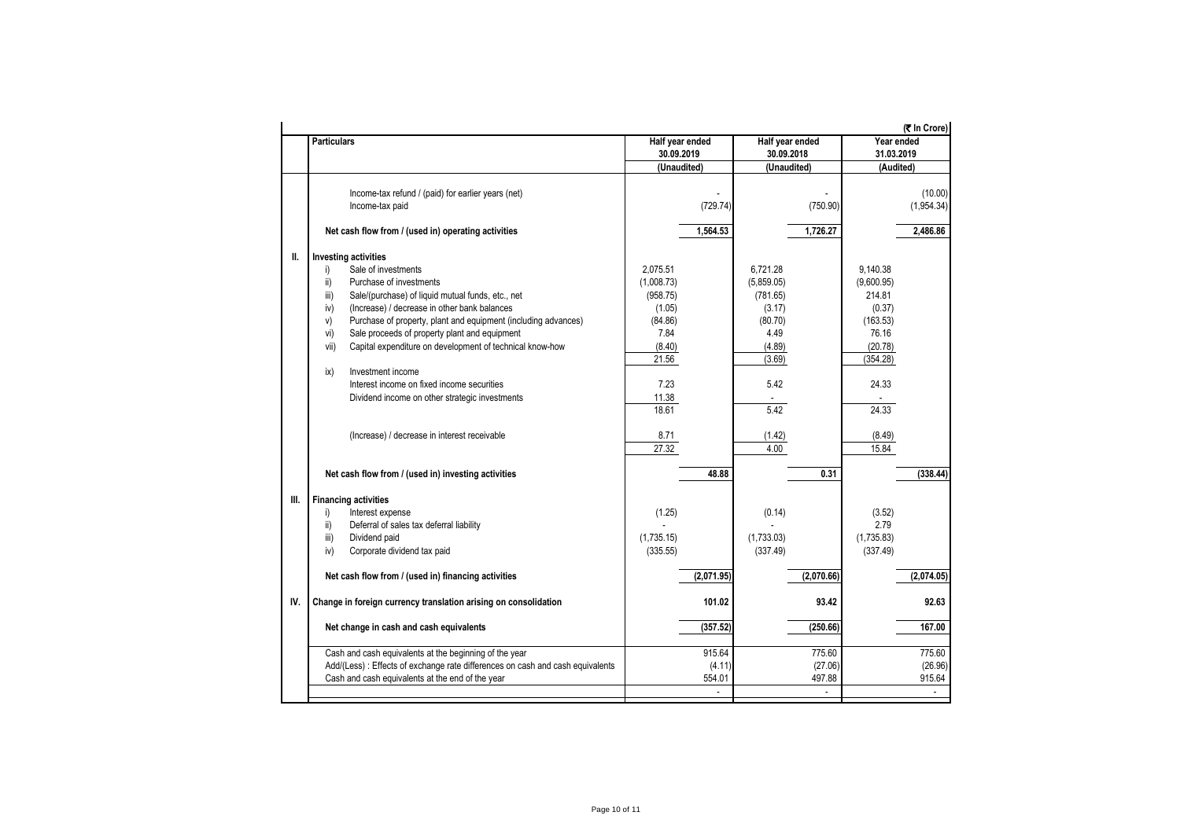(₹ In Crore)

| | Particulars | Half year ended 30.09.2019 | | Half year ended 30.09.2018 | | Year ended 31.03.2019 | |
|---|---|---|---|---|---|---|---|
| | | (Unaudited) | | (Unaudited) | | (Audited) | |
| | Income-tax refund / (paid) for earlier years (net) | | - | | - | | (10.00) |
| | Income-tax paid | | (729.74) | | (750.90) | | (1,954.34) |
| | **Net cash flow from / (used in) operating activities** | | **1,564.53** | | **1,726.27** | | **2,486.86** |
| **II.** | **Investing activities** | | | | | | |
| | i) Sale of investments | 2,075.51 | | 6,721.28 | | 9,140.38 | |
| | ii) Purchase of investments | (1,008.73) | | (5,859.05) | | (9,600.95) | |
| | iii) Sale/(purchase) of liquid mutual funds, etc., net | (958.75) | | (781.65) | | 214.81 | |
| | iv) (Increase) / decrease in other bank balances | (1.05) | | (3.17) | | (0.37) | |
| | v) Purchase of property, plant and equipment (including advances) | (84.86) | | (80.70) | | (163.53) | |
| | vi) Sale proceeds of property plant and equipment | 7.84 | | 4.49 | | 76.16 | |
| | vii) Capital expenditure on development of technical know-how | (8.40) | | (4.89) | | (20.78) | |
| | | 21.56 | | (3.69) | | (354.28) | |
| | ix) Investment income | | | | | | |
| | Interest income on fixed income securities | 7.23 | | 5.42 | | 24.33 | |
| | Dividend income on other strategic investments | 11.38 | | - | | - | |
| | | 18.61 | | 5.42 | | 24.33 | |
| | (Increase) / decrease in interest receivable | 8.71 | | (1.42) | | (8.49) | |
| | | 27.32 | | 4.00 | | 15.84 | |
| | **Net cash flow from / (used in) investing activities** | | **48.88** | | **0.31** | | **(338.44)** |
| **III.** | **Financing activities** | | | | | | |
| | i) Interest expense | (1.25) | | (0.14) | | (3.52) | |
| | ii) Deferral of sales tax deferral liability | - | | - | | 2.79 | |
| | iii) Dividend paid | (1,735.15) | | (1,733.03) | | (1,735.83) | |
| | iv) Corporate dividend tax paid | (335.55) | | (337.49) | | (337.49) | |
| | **Net cash flow from / (used in) financing activities** | | **(2,071.95)** | | **(2,070.66)** | | **(2,074.05)** |
| **IV.** | **Change in foreign currency translation arising on consolidation** | | **101.02** | | **93.42** | | **92.63** |
| | **Net change in cash and cash equivalents** | | **(357.52)** | | **(250.66)** | | **167.00** |
| | Cash and cash equivalents at the beginning of the year | | 915.64 | | 775.60 | | 775.60 |
| | Add/(Less) : Effects of exchange rate differences on cash and cash equivalents | | (4.11) | | (27.06) | | (26.96) |
| | Cash and cash equivalents at the end of the year | | 554.01 | | 497.88 | | 915.64 |
| | | | - | | - | | - |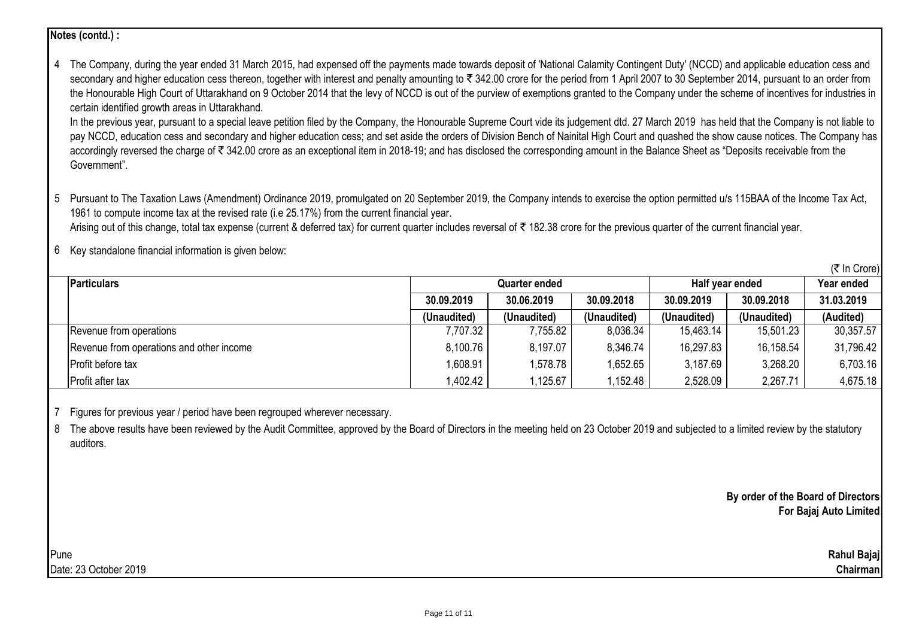**Notes (contd.) :**

4 The Company, during the year ended 31 March 2015, had expensed off the payments made towards deposit of 'National Calamity Contingent Duty' (NCCD) and applicable education cess and secondary and higher education cess thereon, together with interest and penalty amounting to ₹ 342.00 crore for the period from 1 April 2007 to 30 September 2014, pursuant to an order from the Honourable High Court of Uttarakhand on 9 October 2014 that the levy of NCCD is out of the purview of exemptions granted to the Company under the scheme of incentives for industries in certain identified growth areas in Uttarakhand.

In the previous year, pursuant to a special leave petition filed by the Company, the Honourable Supreme Court vide its judgement dtd. 27 March 2019 has held that the Company is not liable to pay NCCD, education cess and secondary and higher education cess; and set aside the orders of Division Bench of Nainital High Court and quashed the show cause notices. The Company has accordingly reversed the charge of ₹ 342.00 crore as an exceptional item in 2018-19; and has disclosed the corresponding amount in the Balance Sheet as "Deposits receivable from the Government".

5 Pursuant to The Taxation Laws (Amendment) Ordinance 2019, promulgated on 20 September 2019, the Company intends to exercise the option permitted u/s 115BAA of the Income Tax Act, 1961 to compute income tax at the revised rate (i.e 25.17%) from the current financial year.

Arising out of this change, total tax expense (current & deferred tax) for current quarter includes reversal of ₹ 182.38 crore for the previous quarter of the current financial year.

6 Key standalone financial information is given below:

(₹ In Crore)

| Particulars | Quarter ended | | | Half year ended | | Year ended |
|---|---|---|---|---|---|---|
| | 30.09.2019 | 30.06.2019 | 30.09.2018 | 30.09.2019 | 30.09.2018 | 31.03.2019 |
| | (Unaudited) | (Unaudited) | (Unaudited) | (Unaudited) | (Unaudited) | (Audited) |
| Revenue from operations | 7,707.32 | 7,755.82 | 8,036.34 | 15,463.14 | 15,501.23 | 30,357.57 |
| Revenue from operations and other income | 8,100.76 | 8,197.07 | 8,346.74 | 16,297.83 | 16,158.54 | 31,796.42 |
| Profit before tax | 1,608.91 | 1,578.78 | 1,652.65 | 3,187.69 | 3,268.20 | 6,703.16 |
| Profit after tax | 1,402.42 | 1,125.67 | 1,152.48 | 2,528.09 | 2,267.71 | 4,675.18 |

7 Figures for previous year / period have been regrouped wherever necessary.

8 The above results have been reviewed by the Audit Committee, approved by the Board of Directors in the meeting held on 23 October 2019 and subjected to a limited review by the statutory auditors.

**By order of the Board of Directors**
**For Bajaj Auto Limited**

Pune
Date: 23 October 2019

**Rahul Bajaj**
**Chairman**